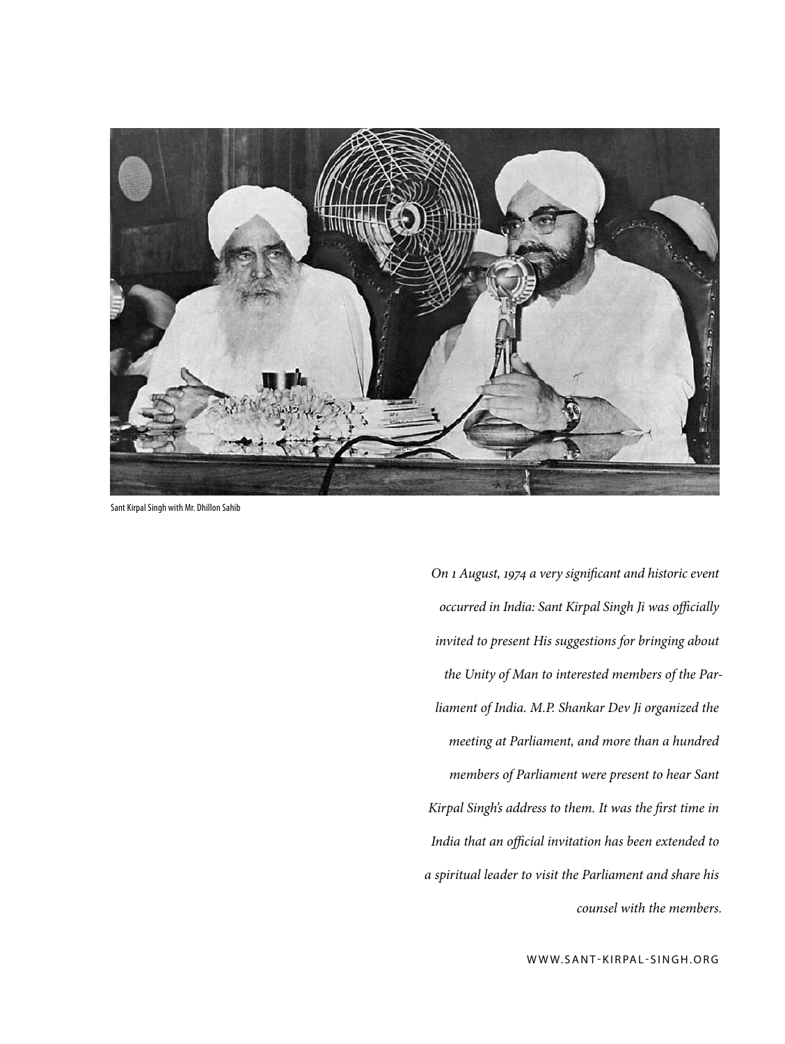Sant Kirpal Singh with Mr. Dhillon Sahib

*On 1 August, 1974 a very significant and historic event occurred in India: Sant Kirpal Singh Ji was officially invited to present His suggestions for bringing about the Unity of Man to interested members of the Parliament of India. M.P. Shankar Dev Ji organized the meeting at Parliament, and more than a hundred members of Parliament were present to hear Sant Kirpal Singh's address to them. It was the first time in India that an official invitation has been extended to a spiritual leader to visit the Parliament and share his counsel with the members.*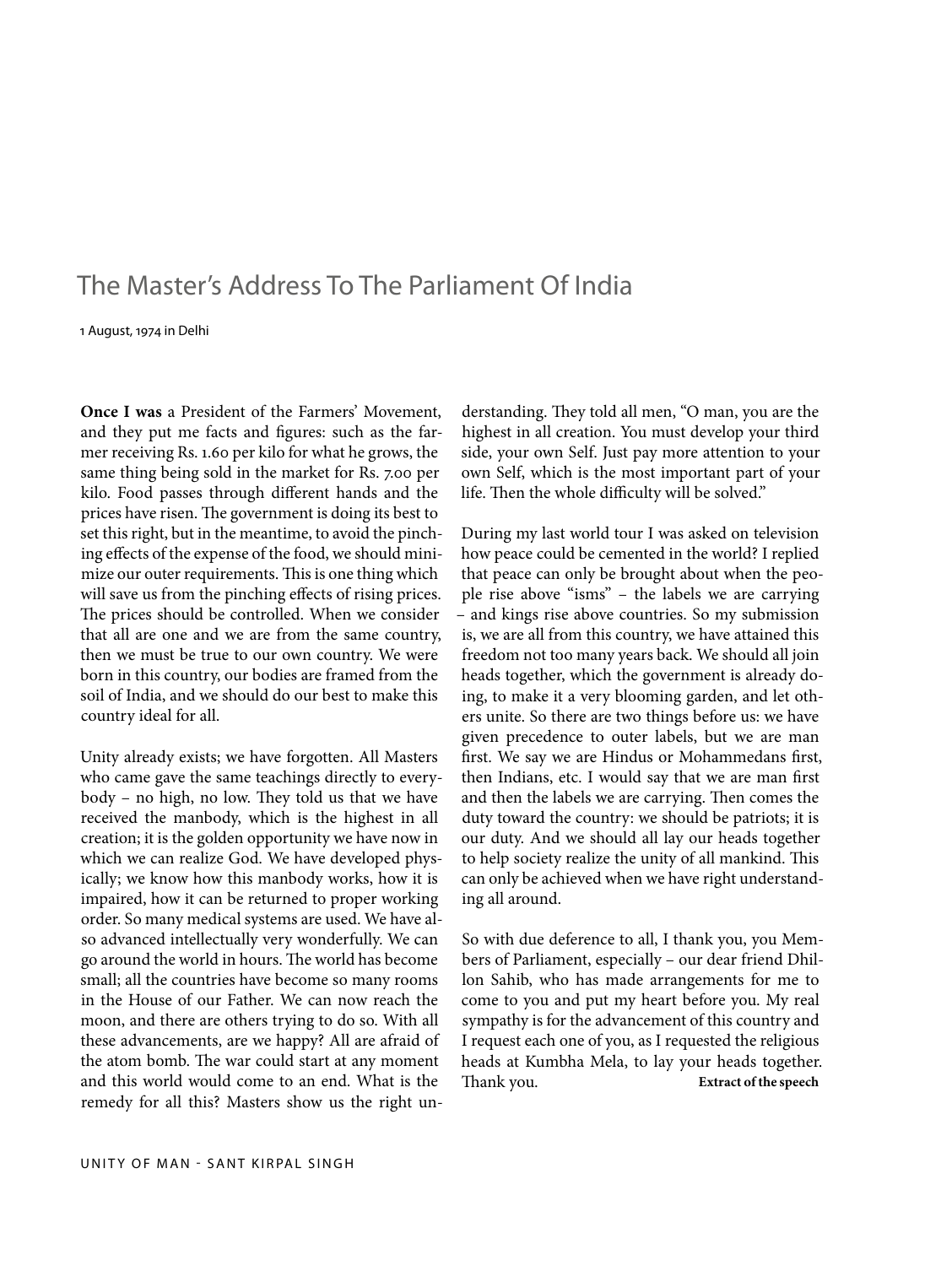# The Master's Address To The Parliament Of India

1 August, 1974 in Delhi

**Once I was** a President of the Farmers' Movement, and they put me facts and figures: such as the farmer receiving Rs. 1.60 per kilo for what he grows, the same thing being sold in the market for Rs. 7.00 per kilo. Food passes through different hands and the prices have risen. The government is doing its best to set this right, but in the meantime, to avoid the pinching effects of the expense of the food, we should minimize our outer requirements. This is one thing which will save us from the pinching effects of rising prices. The prices should be controlled. When we consider that all are one and we are from the same country, then we must be true to our own country. We were born in this country, our bodies are framed from the soil of India, and we should do our best to make this country ideal for all.

Unity already exists; we have forgotten. All Masters who came gave the same teachings directly to everybody – no high, no low. They told us that we have received the manbody, which is the highest in all creation; it is the golden opportunity we have now in which we can realize God. We have developed physically; we know how this manbody works, how it is impaired, how it can be returned to proper working order. So many medical systems are used. We have also advanced intellectually very wonderfully. We can go around the world in hours. The world has become small; all the countries have become so many rooms in the House of our Father. We can now reach the moon, and there are others trying to do so. With all these advancements, are we happy? All are afraid of the atom bomb. The war could start at any moment and this world would come to an end. What is the remedy for all this? Masters show us the right understanding. They told all men, "O man, you are the highest in all creation. You must develop your third side, your own Self. Just pay more attention to your own Self, which is the most important part of your life. Then the whole difficulty will be solved."

During my last world tour I was asked on television how peace could be cemented in the world? I replied that peace can only be brought about when the people rise above "isms" – the labels we are carrying – and kings rise above countries. So my submission is, we are all from this country, we have attained this freedom not too many years back. We should all join heads together, which the government is already doing, to make it a very blooming garden, and let others unite. So there are two things before us: we have given precedence to outer labels, but we are man first. We say we are Hindus or Mohammedans first, then Indians, etc. I would say that we are man first and then the labels we are carrying. Then comes the duty toward the country: we should be patriots; it is our duty. And we should all lay our heads together to help society realize the unity of all mankind. This can only be achieved when we have right understanding all around.

So with due deference to all, I thank you, you Members of Parliament, especially – our dear friend Dhillon Sahib, who has made arrangements for me to come to you and put my heart before you. My real sympathy is for the advancement of this country and I request each one of you, as I requested the religious heads at Kumbha Mela, to lay your heads together. Thank you.

**Extract of the speech**